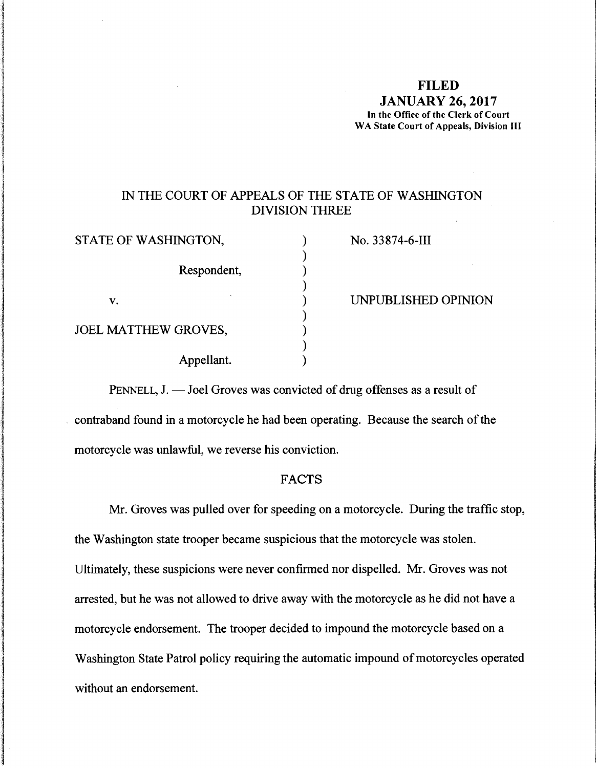**FILED**
**JANUARY 26, 2017**
**In the Office of the Clerk of Court**
**WA State Court of Appeals, Division III**

IN THE COURT OF APPEALS OF THE STATE OF WASHINGTON
DIVISION THREE

| | | |
|---|---|---|
| STATE OF WASHINGTON, | ) | No. 33874-6-III |
| Respondent, | ) | |
| v. | ) | UNPUBLISHED OPINION |
| JOEL MATTHEW GROVES, | ) | |
| Appellant. | ) | |

PENNELL, J. — Joel Groves was convicted of drug offenses as a result of contraband found in a motorcycle he had been operating. Because the search of the motorcycle was unlawful, we reverse his conviction.

## FACTS

Mr. Groves was pulled over for speeding on a motorcycle. During the traffic stop, the Washington state trooper became suspicious that the motorcycle was stolen. Ultimately, these suspicions were never confirmed nor dispelled. Mr. Groves was not arrested, but he was not allowed to drive away with the motorcycle as he did not have a motorcycle endorsement. The trooper decided to impound the motorcycle based on a Washington State Patrol policy requiring the automatic impound of motorcycles operated without an endorsement.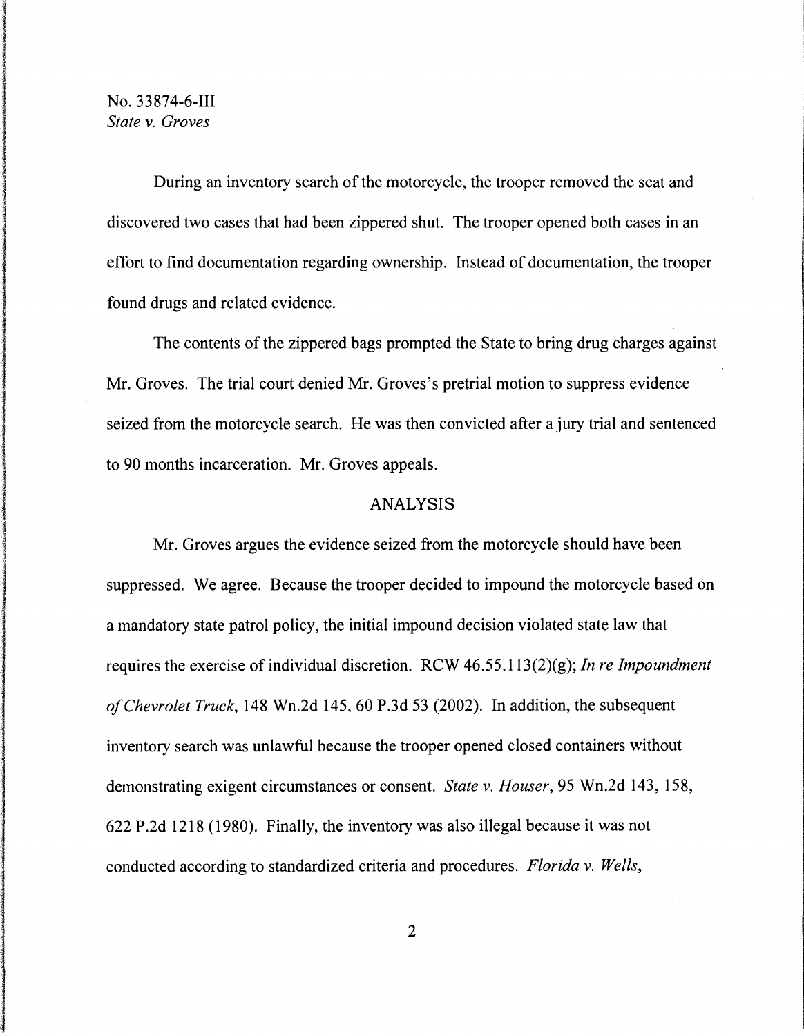During an inventory search of the motorcycle, the trooper removed the seat and discovered two cases that had been zippered shut. The trooper opened both cases in an effort to find documentation regarding ownership. Instead of documentation, the trooper found drugs and related evidence.

The contents of the zippered bags prompted the State to bring drug charges against Mr. Groves. The trial court denied Mr. Groves's pretrial motion to suppress evidence seized from the motorcycle search. He was then convicted after a jury trial and sentenced to 90 months incarceration. Mr. Groves appeals.

## ANALYSIS

Mr. Groves argues the evidence seized from the motorcycle should have been suppressed. We agree. Because the trooper decided to impound the motorcycle based on a mandatory state patrol policy, the initial impound decision violated state law that requires the exercise of individual discretion. RCW 46.55.113(2)(g); *In re Impoundment of Chevrolet Truck*, 148 Wn.2d 145, 60 P.3d 53 (2002). In addition, the subsequent inventory search was unlawful because the trooper opened closed containers without demonstrating exigent circumstances or consent. *State v. Houser*, 95 Wn.2d 143, 158, 622 P.2d 1218 (1980). Finally, the inventory was also illegal because it was not conducted according to standardized criteria and procedures. *Florida v. Wells*,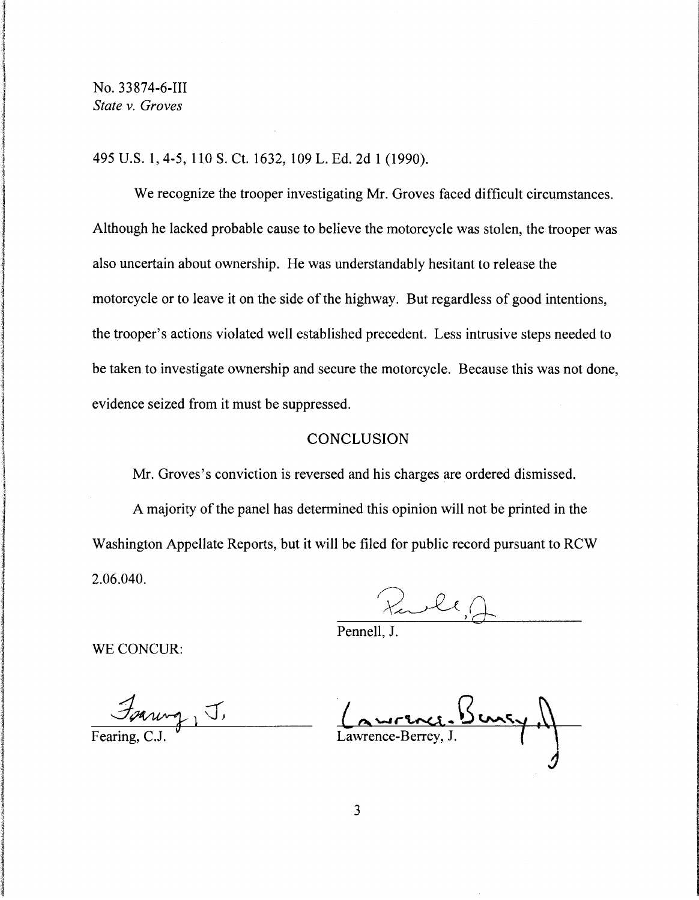495 U.S. 1, 4-5, 110 S. Ct. 1632, 109 L. Ed. 2d 1 (1990).

We recognize the trooper investigating Mr. Groves faced difficult circumstances. Although he lacked probable cause to believe the motorcycle was stolen, the trooper was also uncertain about ownership. He was understandably hesitant to release the motorcycle or to leave it on the side of the highway. But regardless of good intentions, the trooper's actions violated well established precedent. Less intrusive steps needed to be taken to investigate ownership and secure the motorcycle. Because this was not done, evidence seized from it must be suppressed.

## CONCLUSION

Mr. Groves's conviction is reversed and his charges are ordered dismissed.

A majority of the panel has determined this opinion will not be printed in the Washington Appellate Reports, but it will be filed for public record pursuant to RCW 2.06.040.

Pennell, J.

WE CONCUR:

Fearing, C.J.

Lawrence-Berrey, J.